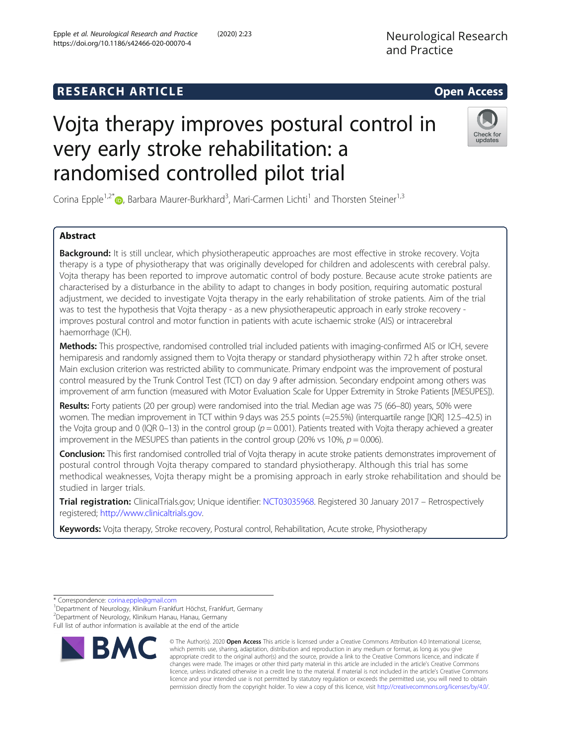RESEARCH ARTICLE

Open Access

# Vojta therapy improves postural control in very early stroke rehabilitation: a randomised controlled pilot trial

Corina Epple[1,2*], Barbara Maurer-Burkhard[3], Mari-Carmen Lichti[1] and Thorsten Steiner[1,3]

## Abstract

**Background:** It is still unclear, which physiotherapeutic approaches are most effective in stroke recovery. Vojta therapy is a type of physiotherapy that was originally developed for children and adolescents with cerebral palsy. Vojta therapy has been reported to improve automatic control of body posture. Because acute stroke patients are characterised by a disturbance in the ability to adapt to changes in body position, requiring automatic postural adjustment, we decided to investigate Vojta therapy in the early rehabilitation of stroke patients. Aim of the trial was to test the hypothesis that Vojta therapy - as a new physiotherapeutic approach in early stroke recovery - improves postural control and motor function in patients with acute ischaemic stroke (AIS) or intracerebral haemorrhage (ICH).

**Methods:** This prospective, randomised controlled trial included patients with imaging-confirmed AIS or ICH, severe hemiparesis and randomly assigned them to Vojta therapy or standard physiotherapy within 72 h after stroke onset. Main exclusion criterion was restricted ability to communicate. Primary endpoint was the improvement of postural control measured by the Trunk Control Test (TCT) on day 9 after admission. Secondary endpoint among others was improvement of arm function (measured with Motor Evaluation Scale for Upper Extremity in Stroke Patients [MESUPES]).

**Results:** Forty patients (20 per group) were randomised into the trial. Median age was 75 (66–80) years, 50% were women. The median improvement in TCT within 9 days was 25.5 points (=25.5%) (interquartile range [IQR] 12.5–42.5) in the Vojta group and 0 (IQR 0–13) in the control group ($p = 0.001$). Patients treated with Vojta therapy achieved a greater improvement in the MESUPES than patients in the control group (20% vs 10%, $p = 0.006$).

**Conclusion:** This first randomised controlled trial of Vojta therapy in acute stroke patients demonstrates improvement of postural control through Vojta therapy compared to standard physiotherapy. Although this trial has some methodical weaknesses, Vojta therapy might be a promising approach in early stroke rehabilitation and should be studied in larger trials.

**Trial registration:** ClinicalTrials.gov; Unique identifier: NCT03035968. Registered 30 January 2017 – Retrospectively registered; http://www.clinicaltrials.gov.

**Keywords:** Vojta therapy, Stroke recovery, Postural control, Rehabilitation, Acute stroke, Physiotherapy

\* Correspondence: corina.epple@gmail.com
[1]Department of Neurology, Klinikum Frankfurt Höchst, Frankfurt, Germany
[2]Department of Neurology, Klinikum Hanau, Hanau, Germany
Full list of author information is available at the end of the article

© The Author(s). 2020 **Open Access** This article is licensed under a Creative Commons Attribution 4.0 International License, which permits use, sharing, adaptation, distribution and reproduction in any medium or format, as long as you give appropriate credit to the original author(s) and the source, provide a link to the Creative Commons licence, and indicate if changes were made. The images or other third party material in this article are included in the article's Creative Commons licence, unless indicated otherwise in a credit line to the material. If material is not included in the article's Creative Commons licence and your intended use is not permitted by statutory regulation or exceeds the permitted use, you will need to obtain permission directly from the copyright holder. To view a copy of this licence, visit http://creativecommons.org/licenses/by/4.0/.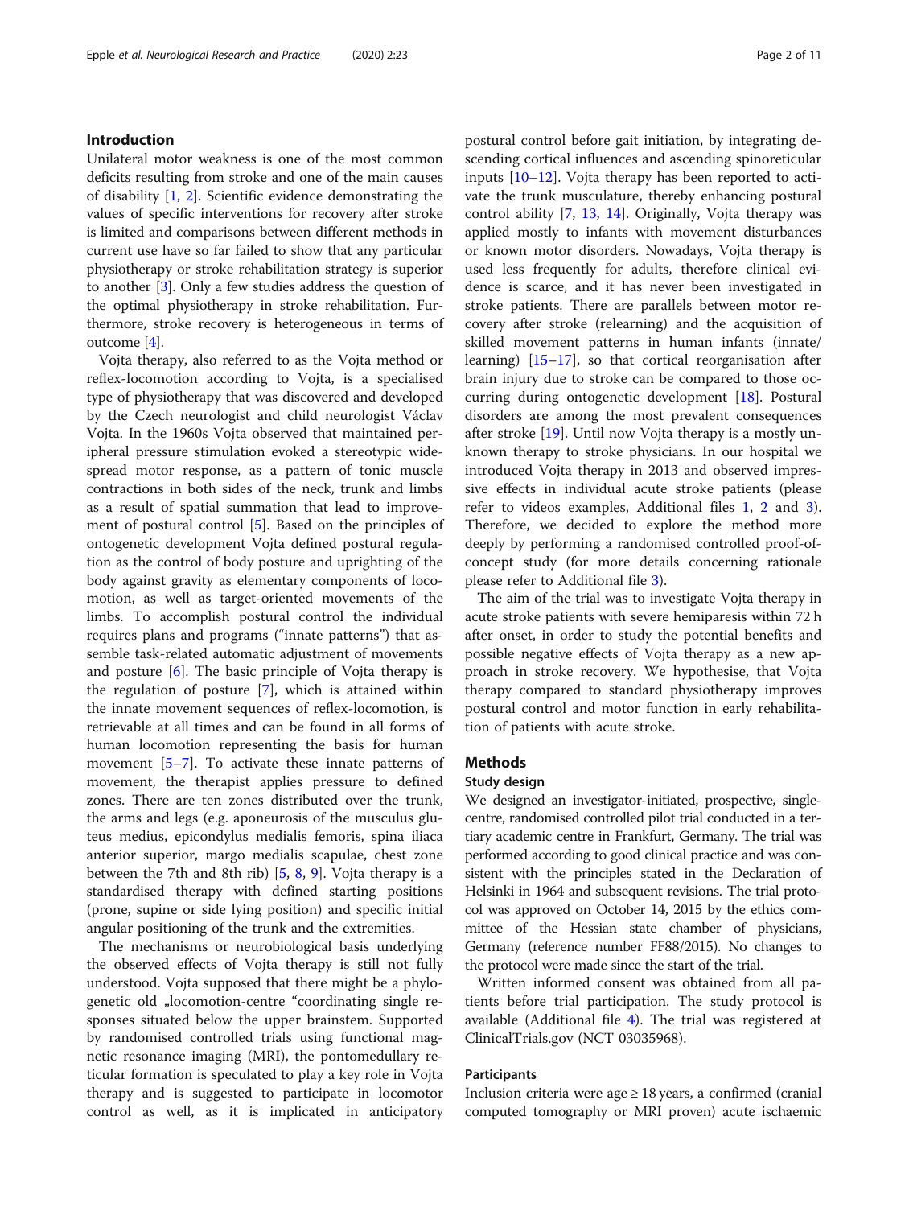## Introduction

Unilateral motor weakness is one of the most common deficits resulting from stroke and one of the main causes of disability [1, 2]. Scientific evidence demonstrating the values of specific interventions for recovery after stroke is limited and comparisons between different methods in current use have so far failed to show that any particular physiotherapy or stroke rehabilitation strategy is superior to another [3]. Only a few studies address the question of the optimal physiotherapy in stroke rehabilitation. Furthermore, stroke recovery is heterogeneous in terms of outcome [4].

Vojta therapy, also referred to as the Vojta method or reflex-locomotion according to Vojta, is a specialised type of physiotherapy that was discovered and developed by the Czech neurologist and child neurologist Václav Vojta. In the 1960s Vojta observed that maintained peripheral pressure stimulation evoked a stereotypic widespread motor response, as a pattern of tonic muscle contractions in both sides of the neck, trunk and limbs as a result of spatial summation that lead to improvement of postural control [5]. Based on the principles of ontogenetic development Vojta defined postural regulation as the control of body posture and uprighting of the body against gravity as elementary components of locomotion, as well as target-oriented movements of the limbs. To accomplish postural control the individual requires plans and programs ("innate patterns") that assemble task-related automatic adjustment of movements and posture [6]. The basic principle of Vojta therapy is the regulation of posture [7], which is attained within the innate movement sequences of reflex-locomotion, is retrievable at all times and can be found in all forms of human locomotion representing the basis for human movement [5–7]. To activate these innate patterns of movement, the therapist applies pressure to defined zones. There are ten zones distributed over the trunk, the arms and legs (e.g. aponeurosis of the musculus gluteus medius, epicondylus medialis femoris, spina iliaca anterior superior, margo medialis scapulae, chest zone between the 7th and 8th rib) [5, 8, 9]. Vojta therapy is a standardised therapy with defined starting positions (prone, supine or side lying position) and specific initial angular positioning of the trunk and the extremities.

The mechanisms or neurobiological basis underlying the observed effects of Vojta therapy is still not fully understood. Vojta supposed that there might be a phylogenetic old „locomotion-centre "coordinating single responses situated below the upper brainstem. Supported by randomised controlled trials using functional magnetic resonance imaging (MRI), the pontomedullary reticular formation is speculated to play a key role in Vojta therapy and is suggested to participate in locomotor control as well, as it is implicated in anticipatory postural control before gait initiation, by integrating descending cortical influences and ascending spinoreticular inputs [10–12]. Vojta therapy has been reported to activate the trunk musculature, thereby enhancing postural control ability [7, 13, 14]. Originally, Vojta therapy was applied mostly to infants with movement disturbances or known motor disorders. Nowadays, Vojta therapy is used less frequently for adults, therefore clinical evidence is scarce, and it has never been investigated in stroke patients. There are parallels between motor recovery after stroke (relearning) and the acquisition of skilled movement patterns in human infants (innate/learning) [15–17], so that cortical reorganisation after brain injury due to stroke can be compared to those occurring during ontogenetic development [18]. Postural disorders are among the most prevalent consequences after stroke [19]. Until now Vojta therapy is a mostly unknown therapy to stroke physicians. In our hospital we introduced Vojta therapy in 2013 and observed impressive effects in individual acute stroke patients (please refer to videos examples, Additional files 1, 2 and 3). Therefore, we decided to explore the method more deeply by performing a randomised controlled proof-of-concept study (for more details concerning rationale please refer to Additional file 3).

The aim of the trial was to investigate Vojta therapy in acute stroke patients with severe hemiparesis within 72 h after onset, in order to study the potential benefits and possible negative effects of Vojta therapy as a new approach in stroke recovery. We hypothesise, that Vojta therapy compared to standard physiotherapy improves postural control and motor function in early rehabilitation of patients with acute stroke.

## Methods

### Study design

We designed an investigator-initiated, prospective, single-centre, randomised controlled pilot trial conducted in a tertiary academic centre in Frankfurt, Germany. The trial was performed according to good clinical practice and was consistent with the principles stated in the Declaration of Helsinki in 1964 and subsequent revisions. The trial protocol was approved on October 14, 2015 by the ethics committee of the Hessian state chamber of physicians, Germany (reference number FF88/2015). No changes to the protocol were made since the start of the trial.

Written informed consent was obtained from all patients before trial participation. The study protocol is available (Additional file 4). The trial was registered at ClinicalTrials.gov (NCT 03035968).

### Participants

Inclusion criteria were age ≥ 18 years, a confirmed (cranial computed tomography or MRI proven) acute ischaemic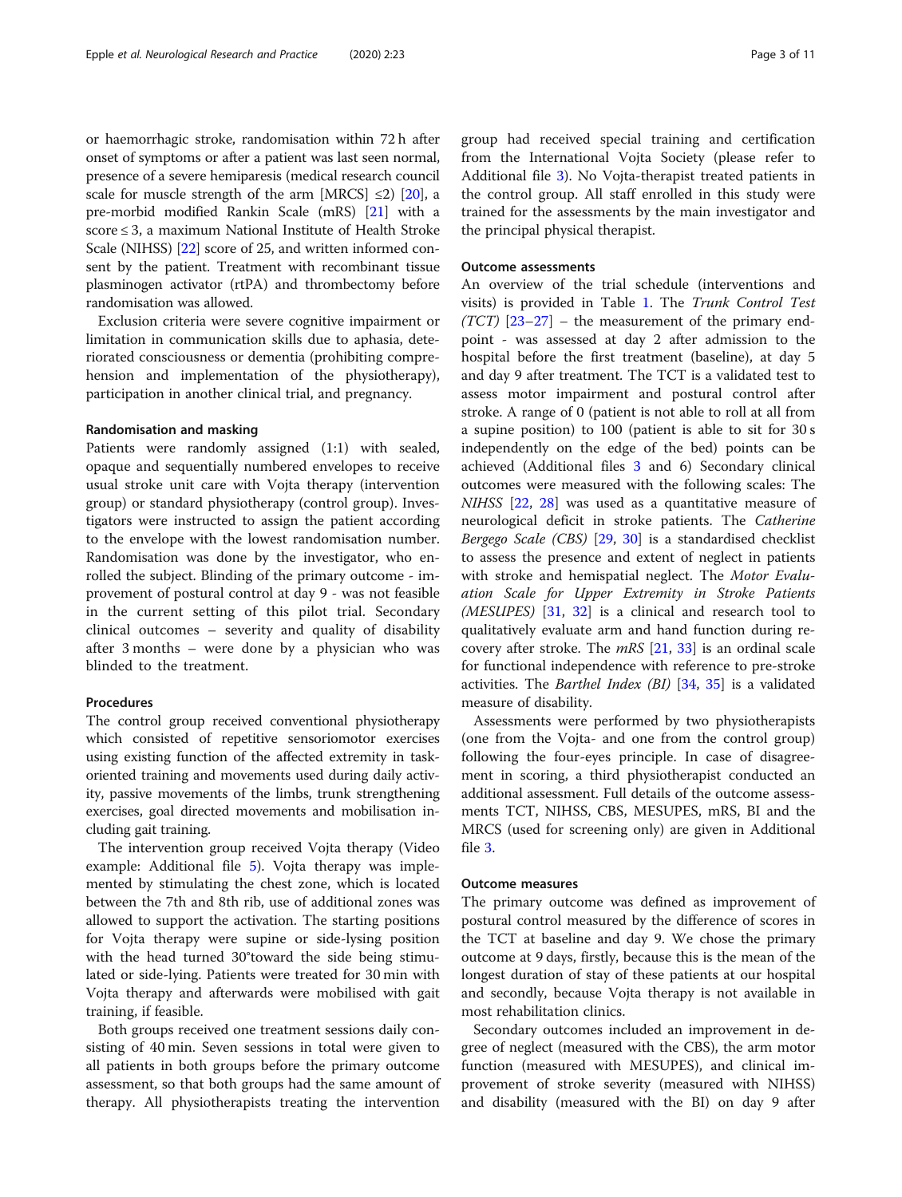or haemorrhagic stroke, randomisation within 72 h after onset of symptoms or after a patient was last seen normal, presence of a severe hemiparesis (medical research council scale for muscle strength of the arm [MRCS] ≤2) [20], a pre-morbid modified Rankin Scale (mRS) [21] with a score ≤ 3, a maximum National Institute of Health Stroke Scale (NIHSS) [22] score of 25, and written informed consent by the patient. Treatment with recombinant tissue plasminogen activator (rtPA) and thrombectomy before randomisation was allowed.

Exclusion criteria were severe cognitive impairment or limitation in communication skills due to aphasia, deteriorated consciousness or dementia (prohibiting comprehension and implementation of the physiotherapy), participation in another clinical trial, and pregnancy.

#### Randomisation and masking

Patients were randomly assigned (1:1) with sealed, opaque and sequentially numbered envelopes to receive usual stroke unit care with Vojta therapy (intervention group) or standard physiotherapy (control group). Investigators were instructed to assign the patient according to the envelope with the lowest randomisation number. Randomisation was done by the investigator, who enrolled the subject. Blinding of the primary outcome - improvement of postural control at day 9 - was not feasible in the current setting of this pilot trial. Secondary clinical outcomes – severity and quality of disability after 3 months – were done by a physician who was blinded to the treatment.

#### Procedures

The control group received conventional physiotherapy which consisted of repetitive sensoriomotor exercises using existing function of the affected extremity in task-oriented training and movements used during daily activity, passive movements of the limbs, trunk strengthening exercises, goal directed movements and mobilisation including gait training.

The intervention group received Vojta therapy (Video example: Additional file 5). Vojta therapy was implemented by stimulating the chest zone, which is located between the 7th and 8th rib, use of additional zones was allowed to support the activation. The starting positions for Vojta therapy were supine or side-lysing position with the head turned 30°toward the side being stimulated or side-lying. Patients were treated for 30 min with Vojta therapy and afterwards were mobilised with gait training, if feasible.

Both groups received one treatment sessions daily consisting of 40 min. Seven sessions in total were given to all patients in both groups before the primary outcome assessment, so that both groups had the same amount of therapy. All physiotherapists treating the intervention group had received special training and certification from the International Vojta Society (please refer to Additional file 3). No Vojta-therapist treated patients in the control group. All staff enrolled in this study were trained for the assessments by the main investigator and the principal physical therapist.

#### Outcome assessments

An overview of the trial schedule (interventions and visits) is provided in Table 1. The *Trunk Control Test (TCT)* [23–27] – the measurement of the primary endpoint - was assessed at day 2 after admission to the hospital before the first treatment (baseline), at day 5 and day 9 after treatment. The TCT is a validated test to assess motor impairment and postural control after stroke. A range of 0 (patient is not able to roll at all from a supine position) to 100 (patient is able to sit for 30 s independently on the edge of the bed) points can be achieved (Additional files 3 and 6) Secondary clinical outcomes were measured with the following scales: The *NIHSS* [22, 28] was used as a quantitative measure of neurological deficit in stroke patients. The *Catherine Bergego Scale (CBS)* [29, 30] is a standardised checklist to assess the presence and extent of neglect in patients with stroke and hemispatial neglect. The *Motor Evaluation Scale for Upper Extremity in Stroke Patients (MESUPES)* [31, 32] is a clinical and research tool to qualitatively evaluate arm and hand function during recovery after stroke. The *mRS* [21, 33] is an ordinal scale for functional independence with reference to pre-stroke activities. The *Barthel Index (BI)* [34, 35] is a validated measure of disability.

Assessments were performed by two physiotherapists (one from the Vojta- and one from the control group) following the four-eyes principle. In case of disagreement in scoring, a third physiotherapist conducted an additional assessment. Full details of the outcome assessments TCT, NIHSS, CBS, MESUPES, mRS, BI and the MRCS (used for screening only) are given in Additional file 3.

#### Outcome measures

The primary outcome was defined as improvement of postural control measured by the difference of scores in the TCT at baseline and day 9. We chose the primary outcome at 9 days, firstly, because this is the mean of the longest duration of stay of these patients at our hospital and secondly, because Vojta therapy is not available in most rehabilitation clinics.

Secondary outcomes included an improvement in degree of neglect (measured with the CBS), the arm motor function (measured with MESUPES), and clinical improvement of stroke severity (measured with NIHSS) and disability (measured with the BI) on day 9 after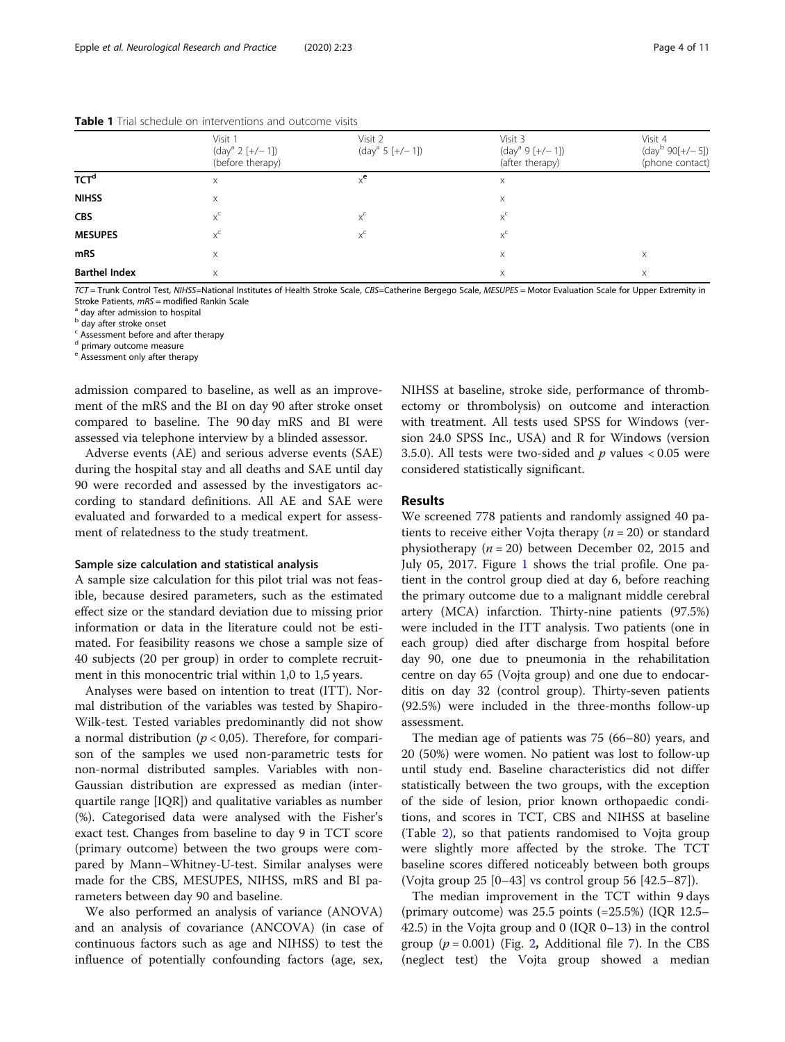**Table 1** Trial schedule on interventions and outcome visits

| | Visit 1 (day[a] 2 [+/− 1]) (before therapy) | Visit 2 (day[a] 5 [+/− 1]) | Visit 3 (day[a] 9 [+/− 1]) (after therapy) | Visit 4 (day[b] 90[+/− 5]) (phone contact) |
|---|---|---|---|---|
| **TCT[d]** | x | x[e] | x | |
| **NIHSS** | x | | x | |
| **CBS** | x[c] | x[c] | x[c] | |
| **MESUPES** | x[c] | x[c] | x[c] | |
| **mRS** | x | | x | x |
| **Barthel Index** | x | | x | x |

*TCT* = Trunk Control Test, *NIHSS*=National Institutes of Health Stroke Scale, *CBS*=Catherine Bergego Scale, *MESUPES* = Motor Evaluation Scale for Upper Extremity in Stroke Patients, *mRS* = modified Rankin Scale
[a] day after admission to hospital
[b] day after stroke onset
[c] Assessment before and after therapy
[d] primary outcome measure
[e] Assessment only after therapy

admission compared to baseline, as well as an improvement of the mRS and the BI on day 90 after stroke onset compared to baseline. The 90 day mRS and BI were assessed via telephone interview by a blinded assessor.

Adverse events (AE) and serious adverse events (SAE) during the hospital stay and all deaths and SAE until day 90 were recorded and assessed by the investigators according to standard definitions. All AE and SAE were evaluated and forwarded to a medical expert for assessment of relatedness to the study treatment.

#### Sample size calculation and statistical analysis

A sample size calculation for this pilot trial was not feasible, because desired parameters, such as the estimated effect size or the standard deviation due to missing prior information or data in the literature could not be estimated. For feasibility reasons we chose a sample size of 40 subjects (20 per group) in order to complete recruitment in this monocentric trial within 1,0 to 1,5 years.

Analyses were based on intention to treat (ITT). Normal distribution of the variables was tested by Shapiro-Wilk-test. Tested variables predominantly did not show a normal distribution ($p < 0{,}05$). Therefore, for comparison of the samples we used non-parametric tests for non-normal distributed samples. Variables with non-Gaussian distribution are expressed as median (interquartile range [IQR]) and qualitative variables as number (%). Categorised data were analysed with the Fisher's exact test. Changes from baseline to day 9 in TCT score (primary outcome) between the two groups were compared by Mann–Whitney-U-test. Similar analyses were made for the CBS, MESUPES, NIHSS, mRS and BI parameters between day 90 and baseline.

We also performed an analysis of variance (ANOVA) and an analysis of covariance (ANCOVA) (in case of continuous factors such as age and NIHSS) to test the influence of potentially confounding factors (age, sex, NIHSS at baseline, stroke side, performance of thrombectomy or thrombolysis) on outcome and interaction with treatment. All tests used SPSS for Windows (version 24.0 SPSS Inc., USA) and R for Windows (version 3.5.0). All tests were two-sided and $p$ values < 0.05 were considered statistically significant.

## Results

We screened 778 patients and randomly assigned 40 patients to receive either Vojta therapy ($n = 20$) or standard physiotherapy ($n = 20$) between December 02, 2015 and July 05, 2017. Figure 1 shows the trial profile. One patient in the control group died at day 6, before reaching the primary outcome due to a malignant middle cerebral artery (MCA) infarction. Thirty-nine patients (97.5%) were included in the ITT analysis. Two patients (one in each group) died after discharge from hospital before day 90, one due to pneumonia in the rehabilitation centre on day 65 (Vojta group) and one due to endocarditis on day 32 (control group). Thirty-seven patients (92.5%) were included in the three-months follow-up assessment.

The median age of patients was 75 (66–80) years, and 20 (50%) were women. No patient was lost to follow-up until study end. Baseline characteristics did not differ statistically between the two groups, with the exception of the side of lesion, prior known orthopaedic conditions, and scores in TCT, CBS and NIHSS at baseline (Table 2), so that patients randomised to Vojta group were slightly more affected by the stroke. The TCT baseline scores differed noticeably between both groups (Vojta group 25 [0–43] vs control group 56 [42.5–87]).

The median improvement in the TCT within 9 days (primary outcome) was 25.5 points (=25.5%) (IQR 12.5–42.5) in the Vojta group and 0 (IQR 0–13) in the control group ($p = 0.001$) (Fig. 2, Additional file 7). In the CBS (neglect test) the Vojta group showed a median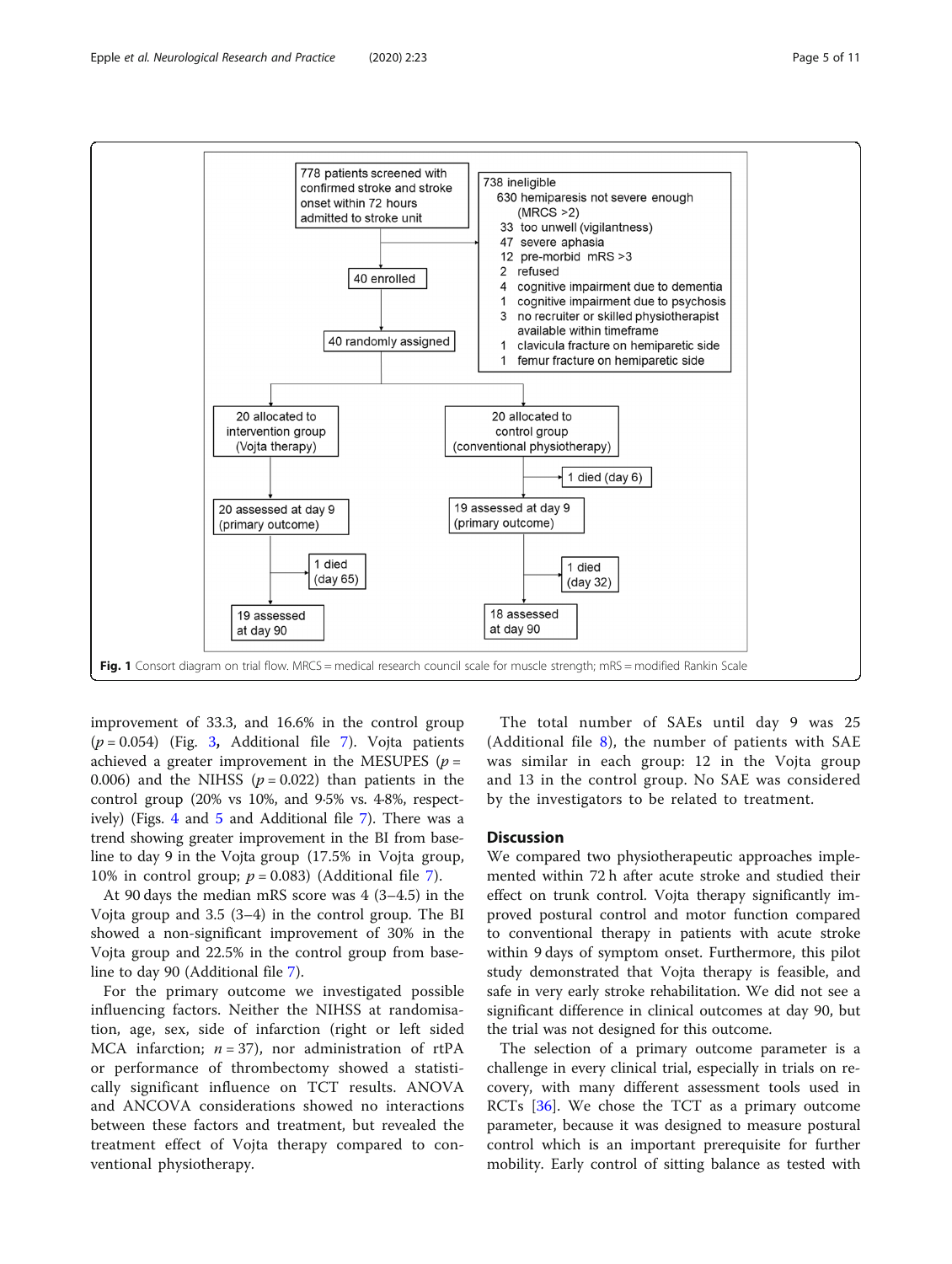778 patients screened with confirmed stroke and stroke onset within 72 hours admitted to stroke unit

738 ineligible
- 630 hemiparesis not severe enough (MRCS >2)
- 33 too unwell (vigilantness)
- 47 severe aphasia
- 12 pre-morbid mRS >3
- 2 refused
- 4 cognitive impairment due to dementia
- 1 cognitive impairment due to psychosis
- 3 no recruiter or skilled physiotherapist available within timeframe
- 1 clavicula fracture on hemiparetic side
- 1 femur fracture on hemiparetic side

40 enrolled

40 randomly assigned

20 allocated to intervention group (Vojta therapy)

20 allocated to control group (conventional physiotherapy)

1 died (day 6)

20 assessed at day 9 (primary outcome)

19 assessed at day 9 (primary outcome)

1 died (day 65)

1 died (day 32)

19 assessed at day 90

18 assessed at day 90

**Fig. 1** Consort diagram on trial flow. MRCS = medical research council scale for muscle strength; mRS = modified Rankin Scale

improvement of 33.3, and 16.6% in the control group ($p = 0.054$) (Fig. 3, Additional file 7). Vojta patients achieved a greater improvement in the MESUPES ($p = 0.006$) and the NIHSS ($p = 0.022$) than patients in the control group (20% vs 10%, and 9·5% vs. 4·8%, respectively) (Figs. 4 and 5 and Additional file 7). There was a trend showing greater improvement in the BI from baseline to day 9 in the Vojta group (17.5% in Vojta group, 10% in control group; $p = 0.083$) (Additional file 7).

At 90 days the median mRS score was 4 (3–4.5) in the Vojta group and 3.5 (3–4) in the control group. The BI showed a non-significant improvement of 30% in the Vojta group and 22.5% in the control group from baseline to day 90 (Additional file 7).

For the primary outcome we investigated possible influencing factors. Neither the NIHSS at randomisation, age, sex, side of infarction (right or left sided MCA infarction; $n = 37$), nor administration of rtPA or performance of thrombectomy showed a statistically significant influence on TCT results. ANOVA and ANCOVA considerations showed no interactions between these factors and treatment, but revealed the treatment effect of Vojta therapy compared to conventional physiotherapy.

The total number of SAEs until day 9 was 25 (Additional file 8), the number of patients with SAE was similar in each group: 12 in the Vojta group and 13 in the control group. No SAE was considered by the investigators to be related to treatment.

## Discussion

We compared two physiotherapeutic approaches implemented within 72 h after acute stroke and studied their effect on trunk control. Vojta therapy significantly improved postural control and motor function compared to conventional therapy in patients with acute stroke within 9 days of symptom onset. Furthermore, this pilot study demonstrated that Vojta therapy is feasible, and safe in very early stroke rehabilitation. We did not see a significant difference in clinical outcomes at day 90, but the trial was not designed for this outcome.

The selection of a primary outcome parameter is a challenge in every clinical trial, especially in trials on recovery, with many different assessment tools used in RCTs [36]. We chose the TCT as a primary outcome parameter, because it was designed to measure postural control which is an important prerequisite for further mobility. Early control of sitting balance as tested with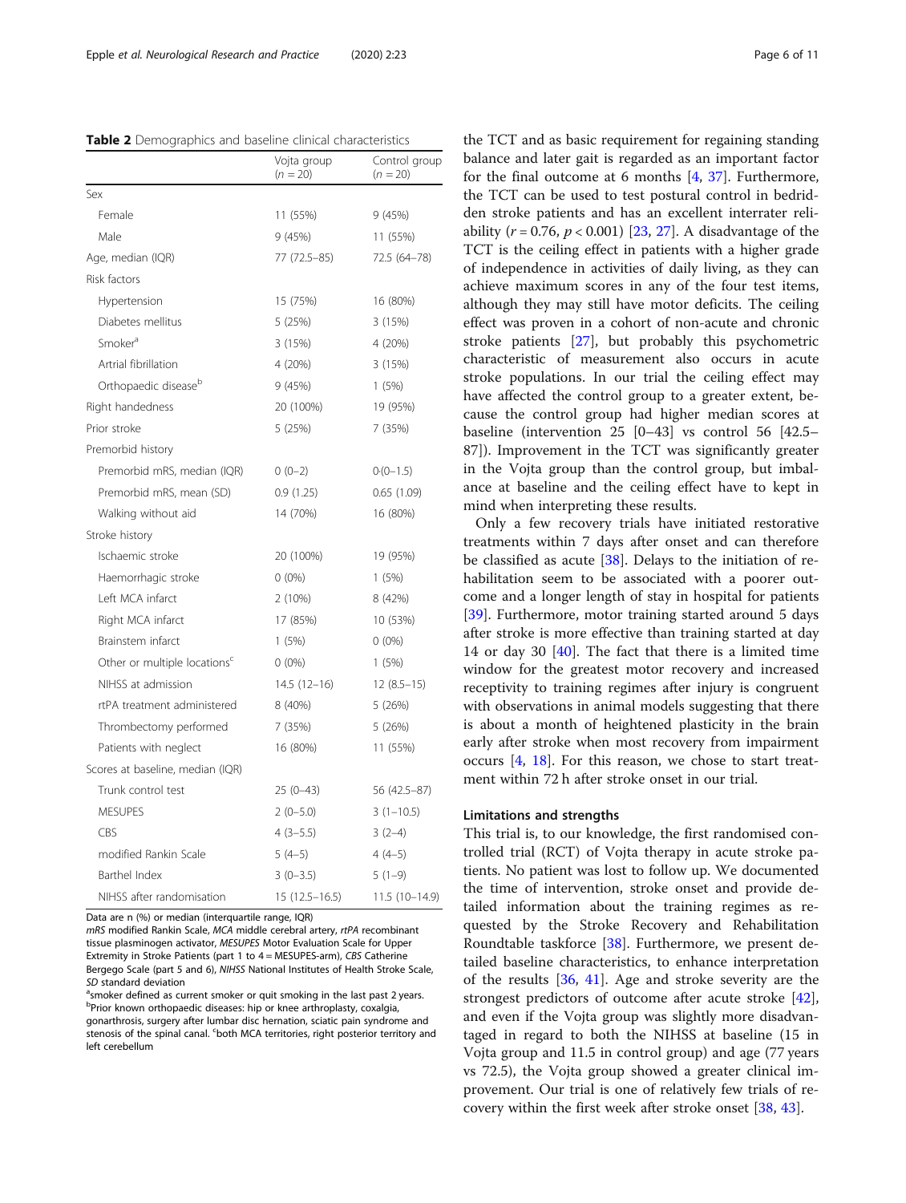**Table 2** Demographics and baseline clinical characteristics

| | Vojta group (n = 20) | Control group (n = 20) |
|---|---|---|
| Sex | | |
| Female | 11 (55%) | 9 (45%) |
| Male | 9 (45%) | 11 (55%) |
| Age, median (IQR) | 77 (72.5–85) | 72.5 (64–78) |
| Risk factors | | |
| Hypertension | 15 (75%) | 16 (80%) |
| Diabetes mellitus | 5 (25%) | 3 (15%) |
| Smoker[a] | 3 (15%) | 4 (20%) |
| Artrial fibrillation | 4 (20%) | 3 (15%) |
| Orthopaedic disease[b] | 9 (45%) | 1 (5%) |
| Right handedness | 20 (100%) | 19 (95%) |
| Prior stroke | 5 (25%) | 7 (35%) |
| Premorbid history | | |
| Premorbid mRS, median (IQR) | 0 (0–2) | 0·(0–1.5) |
| Premorbid mRS, mean (SD) | 0.9 (1.25) | 0.65 (1.09) |
| Walking without aid | 14 (70%) | 16 (80%) |
| Stroke history | | |
| Ischaemic stroke | 20 (100%) | 19 (95%) |
| Haemorrhagic stroke | 0 (0%) | 1 (5%) |
| Left MCA infarct | 2 (10%) | 8 (42%) |
| Right MCA infarct | 17 (85%) | 10 (53%) |
| Brainstem infarct | 1 (5%) | 0 (0%) |
| Other or multiple locations[c] | 0 (0%) | 1 (5%) |
| NIHSS at admission | 14.5 (12–16) | 12 (8.5–15) |
| rtPA treatment administered | 8 (40%) | 5 (26%) |
| Thrombectomy performed | 7 (35%) | 5 (26%) |
| Patients with neglect | 16 (80%) | 11 (55%) |
| Scores at baseline, median (IQR) | | |
| Trunk control test | 25 (0–43) | 56 (42.5–87) |
| MESUPES | 2 (0–5.0) | 3 (1–10.5) |
| CBS | 4 (3–5.5) | 3 (2–4) |
| modified Rankin Scale | 5 (4–5) | 4 (4–5) |
| Barthel Index | 3 (0–3.5) | 5 (1–9) |
| NIHSS after randomisation | 15 (12.5–16.5) | 11.5 (10–14.9) |

Data are n (%) or median (interquartile range, IQR)

*mRS* modified Rankin Scale, *MCA* middle cerebral artery, *rtPA* recombinant tissue plasminogen activator, *MESUPES* Motor Evaluation Scale for Upper Extremity in Stroke Patients (part 1 to 4 = MESUPES-arm), *CBS* Catherine Bergego Scale (part 5 and 6), *NIHSS* National Institutes of Health Stroke Scale, *SD* standard deviation

[a]smoker defined as current smoker or quit smoking in the last past 2 years. [b]Prior known orthopaedic diseases: hip or knee arthroplasty, coxalgia, gonarthrosis, surgery after lumbar disc hernation, sciatic pain syndrome and stenosis of the spinal canal. [c]both MCA territories, right posterior territory and left cerebellum

the TCT and as basic requirement for regaining standing balance and later gait is regarded as an important factor for the final outcome at 6 months [4, 37]. Furthermore, the TCT can be used to test postural control in bedridden stroke patients and has an excellent interrater reliability ($r = 0.76$, $p < 0.001$) [23, 27]. A disadvantage of the TCT is the ceiling effect in patients with a higher grade of independence in activities of daily living, as they can achieve maximum scores in any of the four test items, although they may still have motor deficits. The ceiling effect was proven in a cohort of non-acute and chronic stroke patients [27], but probably this psychometric characteristic of measurement also occurs in acute stroke populations. In our trial the ceiling effect may have affected the control group to a greater extent, because the control group had higher median scores at baseline (intervention 25 [0–43] vs control 56 [42.5–87]). Improvement in the TCT was significantly greater in the Vojta group than the control group, but imbalance at baseline and the ceiling effect have to kept in mind when interpreting these results.

Only a few recovery trials have initiated restorative treatments within 7 days after onset and can therefore be classified as acute [38]. Delays to the initiation of rehabilitation seem to be associated with a poorer outcome and a longer length of stay in hospital for patients [39]. Furthermore, motor training started around 5 days after stroke is more effective than training started at day 14 or day 30 [40]. The fact that there is a limited time window for the greatest motor recovery and increased receptivity to training regimes after injury is congruent with observations in animal models suggesting that there is about a month of heightened plasticity in the brain early after stroke when most recovery from impairment occurs [4, 18]. For this reason, we chose to start treatment within 72 h after stroke onset in our trial.

### Limitations and strengths

This trial is, to our knowledge, the first randomised controlled trial (RCT) of Vojta therapy in acute stroke patients. No patient was lost to follow up. We documented the time of intervention, stroke onset and provide detailed information about the training regimes as requested by the Stroke Recovery and Rehabilitation Roundtable taskforce [38]. Furthermore, we present detailed baseline characteristics, to enhance interpretation of the results [36, 41]. Age and stroke severity are the strongest predictors of outcome after acute stroke [42], and even if the Vojta group was slightly more disadvantaged in regard to both the NIHSS at baseline (15 in Vojta group and 11.5 in control group) and age (77 years vs 72.5), the Vojta group showed a greater clinical improvement. Our trial is one of relatively few trials of recovery within the first week after stroke onset [38, 43].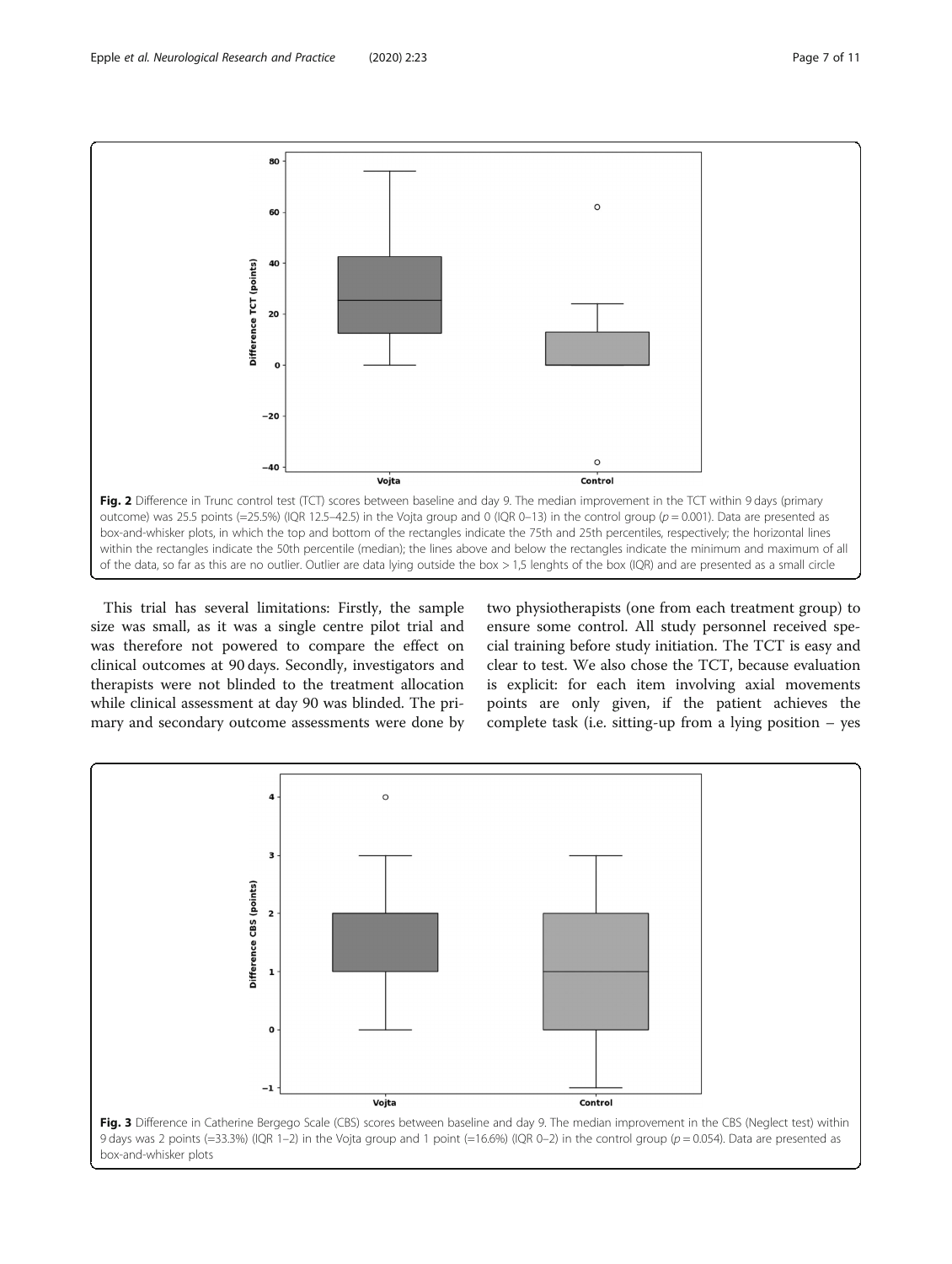**Fig. 2** Difference in Trunc control test (TCT) scores between baseline and day 9. The median improvement in the TCT within 9 days (primary outcome) was 25.5 points (=25.5%) (IQR 12.5–42.5) in the Vojta group and 0 (IQR 0–13) in the control group ($p = 0.001$). Data are presented as box-and-whisker plots, in which the top and bottom of the rectangles indicate the 75th and 25th percentiles, respectively; the horizontal lines within the rectangles indicate the 50th percentile (median); the lines above and below the rectangles indicate the minimum and maximum of all of the data, so far as this are no outlier. Outlier are data lying outside the box > 1,5 lenghts of the box (IQR) and are presented as a small circle

This trial has several limitations: Firstly, the sample size was small, as it was a single centre pilot trial and was therefore not powered to compare the effect on clinical outcomes at 90 days. Secondly, investigators and therapists were not blinded to the treatment allocation while clinical assessment at day 90 was blinded. The primary and secondary outcome assessments were done by two physiotherapists (one from each treatment group) to ensure some control. All study personnel received special training before study initiation. The TCT is easy and clear to test. We also chose the TCT, because evaluation is explicit: for each item involving axial movements points are only given, if the patient achieves the complete task (i.e. sitting-up from a lying position – yes

**Fig. 3** Difference in Catherine Bergego Scale (CBS) scores between baseline and day 9. The median improvement in the CBS (Neglect test) within 9 days was 2 points (=33.3%) (IQR 1–2) in the Vojta group and 1 point (=16.6%) (IQR 0–2) in the control group ($p = 0.054$). Data are presented as box-and-whisker plots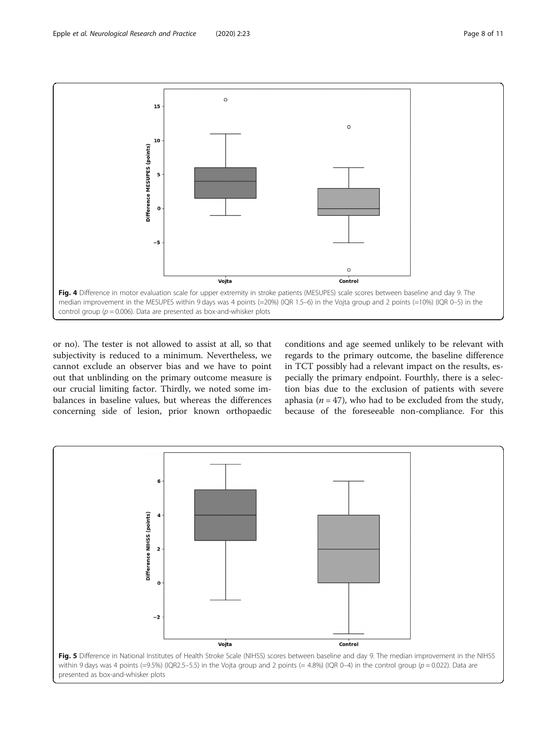Fig. 4 Difference in motor evaluation scale for upper extremity in stroke patients (MESUPES) scale scores between baseline and day 9. The median improvement in the MESUPES within 9 days was 4 points (=20%) (IQR 1.5–6) in the Vojta group and 2 points (=10%) (IQR 0–5) in the control group ($p = 0.006$). Data are presented as box-and-whisker plots

or no). The tester is not allowed to assist at all, so that subjectivity is reduced to a minimum. Nevertheless, we cannot exclude an observer bias and we have to point out that unblinding on the primary outcome measure is our crucial limiting factor. Thirdly, we noted some imbalances in baseline values, but whereas the differences concerning side of lesion, prior known orthopaedic conditions and age seemed unlikely to be relevant with regards to the primary outcome, the baseline difference in TCT possibly had a relevant impact on the results, especially the primary endpoint. Fourthly, there is a selection bias due to the exclusion of patients with severe aphasia ($n = 47$), who had to be excluded from the study, because of the foreseeable non-compliance. For this

Fig. 5 Difference in National Institutes of Health Stroke Scale (NIHSS) scores between baseline and day 9. The median improvement in the NIHSS within 9 days was 4 points (=9.5%) (IQR2.5–5.5) in the Vojta group and 2 points (= 4.8%) (IQR 0–4) in the control group ($p = 0.022$). Data are presented as box-and-whisker plots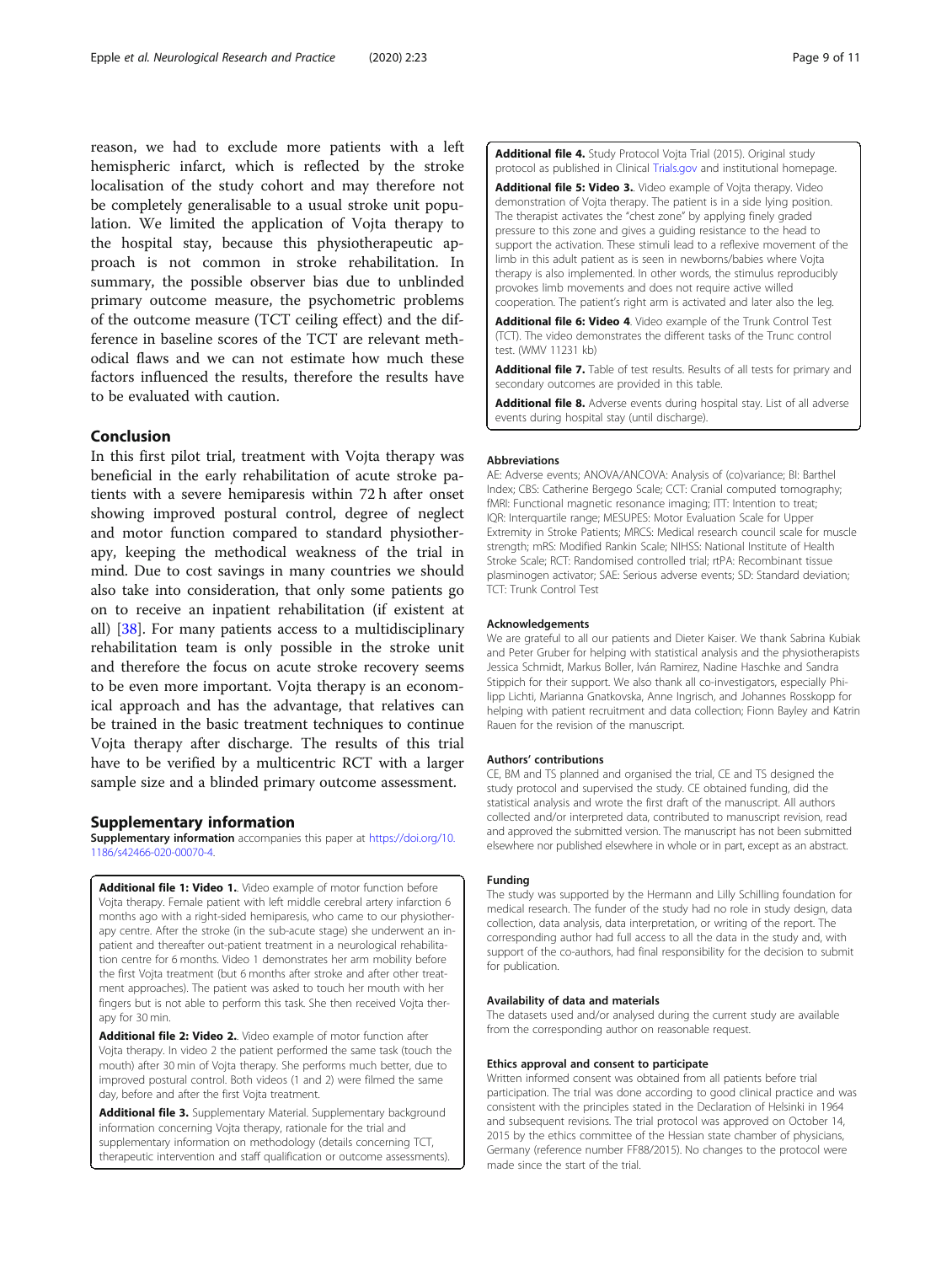reason, we had to exclude more patients with a left hemispheric infarct, which is reflected by the stroke localisation of the study cohort and may therefore not be completely generalisable to a usual stroke unit population. We limited the application of Vojta therapy to the hospital stay, because this physiotherapeutic approach is not common in stroke rehabilitation. In summary, the possible observer bias due to unblinded primary outcome measure, the psychometric problems of the outcome measure (TCT ceiling effect) and the difference in baseline scores of the TCT are relevant methodical flaws and we can not estimate how much these factors influenced the results, therefore the results have to be evaluated with caution.

## Conclusion

In this first pilot trial, treatment with Vojta therapy was beneficial in the early rehabilitation of acute stroke patients with a severe hemiparesis within 72 h after onset showing improved postural control, degree of neglect and motor function compared to standard physiotherapy, keeping the methodical weakness of the trial in mind. Due to cost savings in many countries we should also take into consideration, that only some patients go on to receive an inpatient rehabilitation (if existent at all) [38]. For many patients access to a multidisciplinary rehabilitation team is only possible in the stroke unit and therefore the focus on acute stroke recovery seems to be even more important. Vojta therapy is an economical approach and has the advantage, that relatives can be trained in the basic treatment techniques to continue Vojta therapy after discharge. The results of this trial have to be verified by a multicentric RCT with a larger sample size and a blinded primary outcome assessment.

## Supplementary information

**Supplementary information** accompanies this paper at https://doi.org/10.1186/s42466-020-00070-4.

**Additional file 1: Video 1.**. Video example of motor function before Vojta therapy. Female patient with left middle cerebral artery infarction 6 months ago with a right-sided hemiparesis, who came to our physiotherapy centre. After the stroke (in the sub-acute stage) she underwent an inpatient and thereafter out-patient treatment in a neurological rehabilitation centre for 6 months. Video 1 demonstrates her arm mobility before the first Vojta treatment (but 6 months after stroke and after other treatment approaches). The patient was asked to touch her mouth with her fingers but is not able to perform this task. She then received Vojta therapy for 30 min.

**Additional file 2: Video 2.**. Video example of motor function after Vojta therapy. In video 2 the patient performed the same task (touch the mouth) after 30 min of Vojta therapy. She performs much better, due to improved postural control. Both videos (1 and 2) were filmed the same day, before and after the first Vojta treatment.

**Additional file 3.** Supplementary Material. Supplementary background information concerning Vojta therapy, rationale for the trial and supplementary information on methodology (details concerning TCT, therapeutic intervention and staff qualification or outcome assessments).

**Additional file 4.** Study Protocol Vojta Trial (2015). Original study protocol as published in Clinical Trials.gov and institutional homepage.

**Additional file 5: Video 3.**. Video example of Vojta therapy. Video demonstration of Vojta therapy. The patient is in a side lying position. The therapist activates the "chest zone" by applying finely graded pressure to this zone and gives a guiding resistance to the head to support the activation. These stimuli lead to a reflexive movement of the limb in this adult patient as is seen in newborns/babies where Vojta therapy is also implemented. In other words, the stimulus reproducibly provokes limb movements and does not require active willed cooperation. The patient's right arm is activated and later also the leg.

**Additional file 6: Video 4**. Video example of the Trunk Control Test (TCT). The video demonstrates the different tasks of the Trunc control test. (WMV 11231 kb)

**Additional file 7.** Table of test results. Results of all tests for primary and secondary outcomes are provided in this table.

**Additional file 8.** Adverse events during hospital stay. List of all adverse events during hospital stay (until discharge).

### Abbreviations

AE: Adverse events; ANOVA/ANCOVA: Analysis of (co)variance; BI: Barthel Index; CBS: Catherine Bergego Scale; CCT: Cranial computed tomography; fMRI: Functional magnetic resonance imaging; ITT: Intention to treat; IQR: Interquartile range; MESUPES: Motor Evaluation Scale for Upper Extremity in Stroke Patients; MRCS: Medical research council scale for muscle strength; mRS: Modified Rankin Scale; NIHSS: National Institute of Health Stroke Scale; RCT: Randomised controlled trial; rtPA: Recombinant tissue plasminogen activator; SAE: Serious adverse events; SD: Standard deviation; TCT: Trunk Control Test

### Acknowledgements

We are grateful to all our patients and Dieter Kaiser. We thank Sabrina Kubiak and Peter Gruber for helping with statistical analysis and the physiotherapists Jessica Schmidt, Markus Boller, Iván Ramirez, Nadine Haschke and Sandra Stippich for their support. We also thank all co-investigators, especially Philipp Lichti, Marianna Gnatkovska, Anne Ingrisch, and Johannes Rosskopp for helping with patient recruitment and data collection; Fionn Bayley and Katrin Rauen for the revision of the manuscript.

### Authors' contributions

CE, BM and TS planned and organised the trial, CE and TS designed the study protocol and supervised the study. CE obtained funding, did the statistical analysis and wrote the first draft of the manuscript. All authors collected and/or interpreted data, contributed to manuscript revision, read and approved the submitted version. The manuscript has not been submitted elsewhere nor published elsewhere in whole or in part, except as an abstract.

### Funding

The study was supported by the Hermann and Lilly Schilling foundation for medical research. The funder of the study had no role in study design, data collection, data analysis, data interpretation, or writing of the report. The corresponding author had full access to all the data in the study and, with support of the co-authors, had final responsibility for the decision to submit for publication.

### Availability of data and materials

The datasets used and/or analysed during the current study are available from the corresponding author on reasonable request.

### Ethics approval and consent to participate

Written informed consent was obtained from all patients before trial participation. The trial was done according to good clinical practice and was consistent with the principles stated in the Declaration of Helsinki in 1964 and subsequent revisions. The trial protocol was approved on October 14, 2015 by the ethics committee of the Hessian state chamber of physicians, Germany (reference number FF88/2015). No changes to the protocol were made since the start of the trial.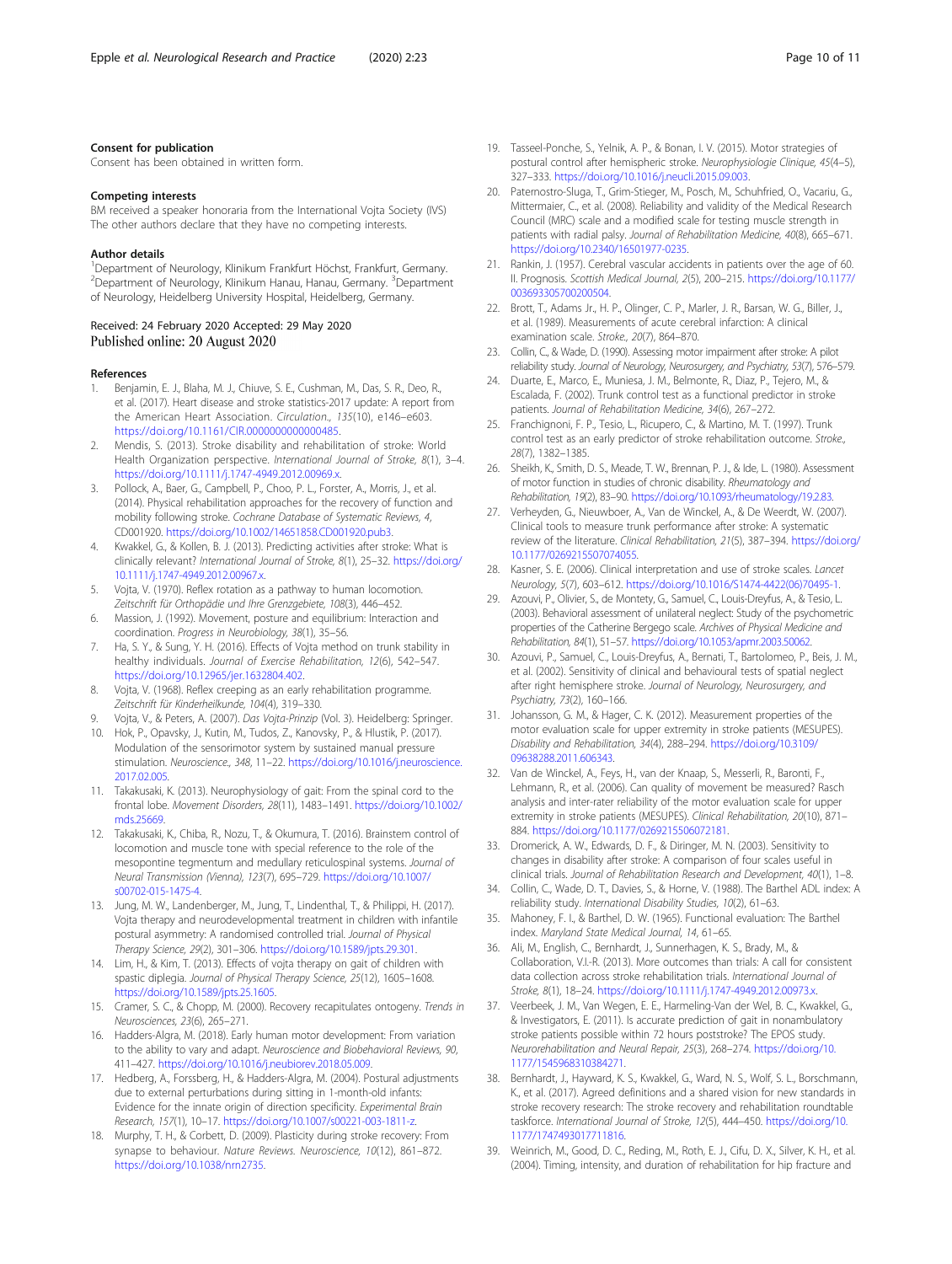### Consent for publication

Consent has been obtained in written form.

### Competing interests

BM received a speaker honoraria from the International Vojta Society (IVS) The other authors declare that they have no competing interests.

### Author details

[1]Department of Neurology, Klinikum Frankfurt Höchst, Frankfurt, Germany. [2]Department of Neurology, Klinikum Hanau, Hanau, Germany. [3]Department of Neurology, Heidelberg University Hospital, Heidelberg, Germany.

Received: 24 February 2020 Accepted: 29 May 2020
Published online: 20 August 2020

### References

1. Benjamin, E. J., Blaha, M. J., Chiuve, S. E., Cushman, M., Das, S. R., Deo, R., et al. (2017). Heart disease and stroke statistics-2017 update: A report from the American Heart Association. *Circulation.*, *135*(10), e146–e603. https://doi.org/10.1161/CIR.0000000000000485.
2. Mendis, S. (2013). Stroke disability and rehabilitation of stroke: World Health Organization perspective. *International Journal of Stroke*, *8*(1), 3–4. https://doi.org/10.1111/j.1747-4949.2012.00969.x.
3. Pollock, A., Baer, G., Campbell, P., Choo, P. L., Forster, A., Morris, J., et al. (2014). Physical rehabilitation approaches for the recovery of function and mobility following stroke. *Cochrane Database of Systematic Reviews*, *4*, CD001920. https://doi.org/10.1002/14651858.CD001920.pub3.
4. Kwakkel, G., & Kollen, B. J. (2013). Predicting activities after stroke: What is clinically relevant? *International Journal of Stroke*, *8*(1), 25–32. https://doi.org/10.1111/j.1747-4949.2012.00967.x.
5. Vojta, V. (1970). Reflex rotation as a pathway to human locomotion. *Zeitschrift für Orthopädie und Ihre Grenzgebiete*, *108*(3), 446–452.
6. Massion, J. (1992). Movement, posture and equilibrium: Interaction and coordination. *Progress in Neurobiology*, *38*(1), 35–56.
7. Ha, S. Y., & Sung, Y. H. (2016). Effects of Vojta method on trunk stability in healthy individuals. *Journal of Exercise Rehabilitation*, *12*(6), 542–547. https://doi.org/10.12965/jer.1632804.402.
8. Vojta, V. (1968). Reflex creeping as an early rehabilitation programme. *Zeitschrift für Kinderheilkunde*, *104*(4), 319–330.
9. Vojta, V., & Peters, A. (2007). *Das Vojta-Prinzip* (Vol. 3). Heidelberg: Springer.
10. Hok, P., Opavsky, J., Kutin, M., Tudos, Z., Kanovsky, P., & Hlustik, P. (2017). Modulation of the sensorimotor system by sustained manual pressure stimulation. *Neuroscience.*, *348*, 11–22. https://doi.org/10.1016/j.neuroscience.2017.02.005.
11. Takakusaki, K. (2013). Neurophysiology of gait: From the spinal cord to the frontal lobe. *Movement Disorders*, *28*(11), 1483–1491. https://doi.org/10.1002/mds.25669.
12. Takakusaki, K., Chiba, R., Nozu, T., & Okumura, T. (2016). Brainstem control of locomotion and muscle tone with special reference to the role of the mesopontine tegmentum and medullary reticulospinal systems. *Journal of Neural Transmission (Vienna)*, *123*(7), 695–729. https://doi.org/10.1007/s00702-015-1475-4.
13. Jung, M. W., Landenberger, M., Jung, T., Lindenthal, T., & Philippi, H. (2017). Vojta therapy and neurodevelopmental treatment in children with infantile postural asymmetry: A randomised controlled trial. *Journal of Physical Therapy Science*, *29*(2), 301–306. https://doi.org/10.1589/jpts.29.301.
14. Lim, H., & Kim, T. (2013). Effects of vojta therapy on gait of children with spastic diplegia. *Journal of Physical Therapy Science*, *25*(12), 1605–1608. https://doi.org/10.1589/jpts.25.1605.
15. Cramer, S. C., & Chopp, M. (2000). Recovery recapitulates ontogeny. *Trends in Neurosciences*, *23*(6), 265–271.
16. Hadders-Algra, M. (2018). Early human motor development: From variation to the ability to vary and adapt. *Neuroscience and Biobehavioral Reviews*, *90*, 411–427. https://doi.org/10.1016/j.neubiorev.2018.05.009.
17. Hedberg, A., Forssberg, H., & Hadders-Algra, M. (2004). Postural adjustments due to external perturbations during sitting in 1-month-old infants: Evidence for the innate origin of direction specificity. *Experimental Brain Research*, *157*(1), 10–17. https://doi.org/10.1007/s00221-003-1811-z.
18. Murphy, T. H., & Corbett, D. (2009). Plasticity during stroke recovery: From synapse to behaviour. *Nature Reviews. Neuroscience*, *10*(12), 861–872. https://doi.org/10.1038/nrn2735.
19. Tasseel-Ponche, S., Yelnik, A. P., & Bonan, I. V. (2015). Motor strategies of postural control after hemispheric stroke. *Neurophysiologie Clinique*, *45*(4–5), 327–333. https://doi.org/10.1016/j.neucli.2015.09.003.
20. Paternostro-Sluga, T., Grim-Stieger, M., Posch, M., Schuhfried, O., Vacariu, G., Mittermaier, C., et al. (2008). Reliability and validity of the Medical Research Council (MRC) scale and a modified scale for testing muscle strength in patients with radial palsy. *Journal of Rehabilitation Medicine*, *40*(8), 665–671. https://doi.org/10.2340/16501977-0235.
21. Rankin, J. (1957). Cerebral vascular accidents in patients over the age of 60. II. Prognosis. *Scottish Medical Journal*, *2*(5), 200–215. https://doi.org/10.1177/003693305700200504.
22. Brott, T., Adams Jr., H. P., Olinger, C. P., Marler, J. R., Barsan, W. G., Biller, J., et al. (1989). Measurements of acute cerebral infarction: A clinical examination scale. *Stroke.*, *20*(7), 864–870.
23. Collin, C., & Wade, D. (1990). Assessing motor impairment after stroke: A pilot reliability study. *Journal of Neurology, Neurosurgery, and Psychiatry*, *53*(7), 576–579.
24. Duarte, E., Marco, E., Muniesa, J. M., Belmonte, R., Diaz, P., Tejero, M., & Escalada, F. (2002). Trunk control test as a functional predictor in stroke patients. *Journal of Rehabilitation Medicine*, *34*(6), 267–272.
25. Franchignoni, F. P., Tesio, L., Ricupero, C., & Martino, M. T. (1997). Trunk control test as an early predictor of stroke rehabilitation outcome. *Stroke.*, *28*(7), 1382–1385.
26. Sheikh, K., Smith, D. S., Meade, T. W., Brennan, P. J., & Ide, L. (1980). Assessment of motor function in studies of chronic disability. *Rheumatology and Rehabilitation*, *19*(2), 83–90. https://doi.org/10.1093/rheumatology/19.2.83.
27. Verheyden, G., Nieuwboer, A., Van de Winckel, A., & De Weerdt, W. (2007). Clinical tools to measure trunk performance after stroke: A systematic review of the literature. *Clinical Rehabilitation*, *21*(5), 387–394. https://doi.org/10.1177/0269215507074055.
28. Kasner, S. E. (2006). Clinical interpretation and use of stroke scales. *Lancet Neurology*, *5*(7), 603–612. https://doi.org/10.1016/S1474-4422(06)70495-1.
29. Azouvi, P., Olivier, S., de Montety, G., Samuel, C., Louis-Dreyfus, A., & Tesio, L. (2003). Behavioral assessment of unilateral neglect: Study of the psychometric properties of the Catherine Bergego scale. *Archives of Physical Medicine and Rehabilitation*, *84*(1), 51–57. https://doi.org/10.1053/apmr.2003.50062.
30. Azouvi, P., Samuel, C., Louis-Dreyfus, A., Bernati, T., Bartolomeo, P., Beis, J. M., et al. (2002). Sensitivity of clinical and behavioural tests of spatial neglect after right hemisphere stroke. *Journal of Neurology, Neurosurgery, and Psychiatry*, *73*(2), 160–166.
31. Johansson, G. M., & Hager, C. K. (2012). Measurement properties of the motor evaluation scale for upper extremity in stroke patients (MESUPES). *Disability and Rehabilitation*, *34*(4), 288–294. https://doi.org/10.3109/09638288.2011.606343.
32. Van de Winckel, A., Feys, H., van der Knaap, S., Messerli, R., Baronti, F., Lehmann, R., et al. (2006). Can quality of movement be measured? Rasch analysis and inter-rater reliability of the motor evaluation scale for upper extremity in stroke patients (MESUPES). *Clinical Rehabilitation*, *20*(10), 871–884. https://doi.org/10.1177/0269215506072181.
33. Dromerick, A. W., Edwards, D. F., & Diringer, M. N. (2003). Sensitivity to changes in disability after stroke: A comparison of four scales useful in clinical trials. *Journal of Rehabilitation Research and Development*, *40*(1), 1–8.
34. Collin, C., Wade, D. T., Davies, S., & Horne, V. (1988). The Barthel ADL index: A reliability study. *International Disability Studies*, *10*(2), 61–63.
35. Mahoney, F. I., & Barthel, D. W. (1965). Functional evaluation: The Barthel index. *Maryland State Medical Journal*, *14*, 61–65.
36. Ali, M., English, C., Bernhardt, J., Sunnerhagen, K. S., Brady, M., & Collaboration, V.I.-R. (2013). More outcomes than trials: A call for consistent data collection across stroke rehabilitation trials. *International Journal of Stroke*, *8*(1), 18–24. https://doi.org/10.1111/j.1747-4949.2012.00973.x.
37. Veerbeek, J. M., Van Wegen, E. E., Harmeling-Van der Wel, B. C., Kwakkel, G., & Investigators, E. (2011). Is accurate prediction of gait in nonambulatory stroke patients possible within 72 hours poststroke? The EPOS study. *Neurorehabilitation and Neural Repair*, *25*(3), 268–274. https://doi.org/10.1177/1545968310384271.
38. Bernhardt, J., Hayward, K. S., Kwakkel, G., Ward, N. S., Wolf, S. L., Borschmann, K., et al. (2017). Agreed definitions and a shared vision for new standards in stroke recovery research: The stroke recovery and rehabilitation roundtable taskforce. *International Journal of Stroke*, *12*(5), 444–450. https://doi.org/10.1177/1747493017711816.
39. Weinrich, M., Good, D. C., Reding, M., Roth, E. J., Cifu, D. X., Silver, K. H., et al. (2004). Timing, intensity, and duration of rehabilitation for hip fracture and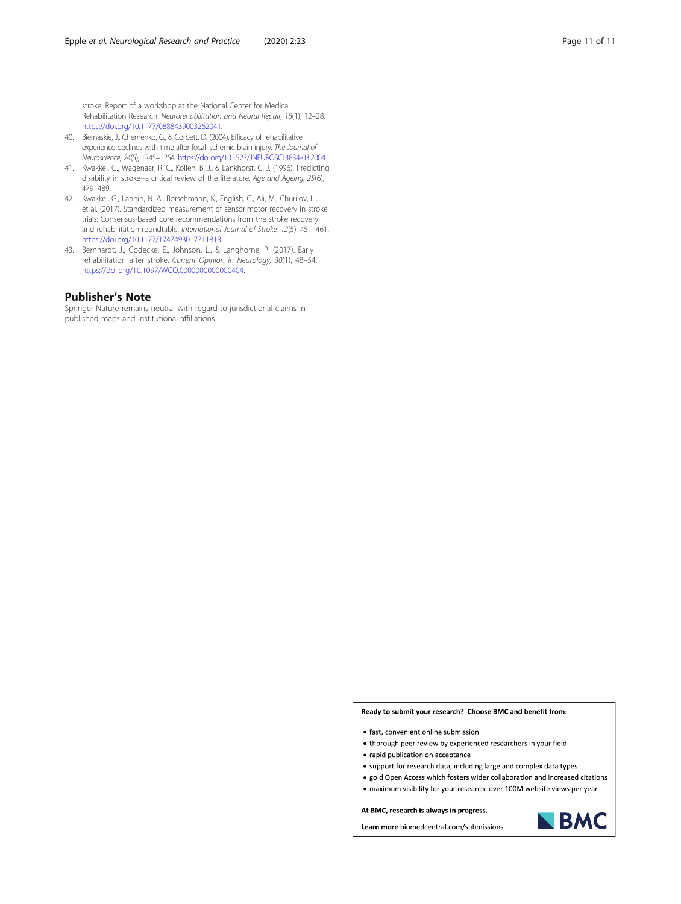stroke: Report of a workshop at the National Center for Medical Rehabilitation Research. *Neurorehabilitation and Neural Repair, 18*(1), 12–28. https://doi.org/10.1177/0888439003262041.

40. Biernaskie, J., Chernenko, G., & Corbett, D. (2004). Efficacy of rehabilitative experience declines with time after focal ischemic brain injury. *The Journal of Neuroscience, 24*(5), 1245–1254. https://doi.org/10.1523/JNEUROSCI.3834-03.2004.
41. Kwakkel, G., Wagenaar, R. C., Kollen, B. J., & Lankhorst, G. J. (1996). Predicting disability in stroke--a critical review of the literature. *Age and Ageing, 25*(6), 479–489.
42. Kwakkel, G., Lannin, N. A., Borschmann, K., English, C., Ali, M., Churilov, L., et al. (2017). Standardized measurement of sensorimotor recovery in stroke trials: Consensus-based core recommendations from the stroke recovery and rehabilitation roundtable. *International Journal of Stroke, 12*(5), 451–461. https://doi.org/10.1177/1747493017711813.
43. Bernhardt, J., Godecke, E., Johnson, L., & Langhorne, P. (2017). Early rehabilitation after stroke. *Current Opinion in Neurology, 30*(1), 48–54. https://doi.org/10.1097/WCO.0000000000000404.

## Publisher's Note

Springer Nature remains neutral with regard to jurisdictional claims in published maps and institutional affiliations.

**Ready to submit your research? Choose BMC and benefit from:**

- fast, convenient online submission
- thorough peer review by experienced researchers in your field
- rapid publication on acceptance
- support for research data, including large and complex data types
- gold Open Access which fosters wider collaboration and increased citations
- maximum visibility for your research: over 100M website views per year

**At BMC, research is always in progress.**

**Learn more** biomedcentral.com/submissions